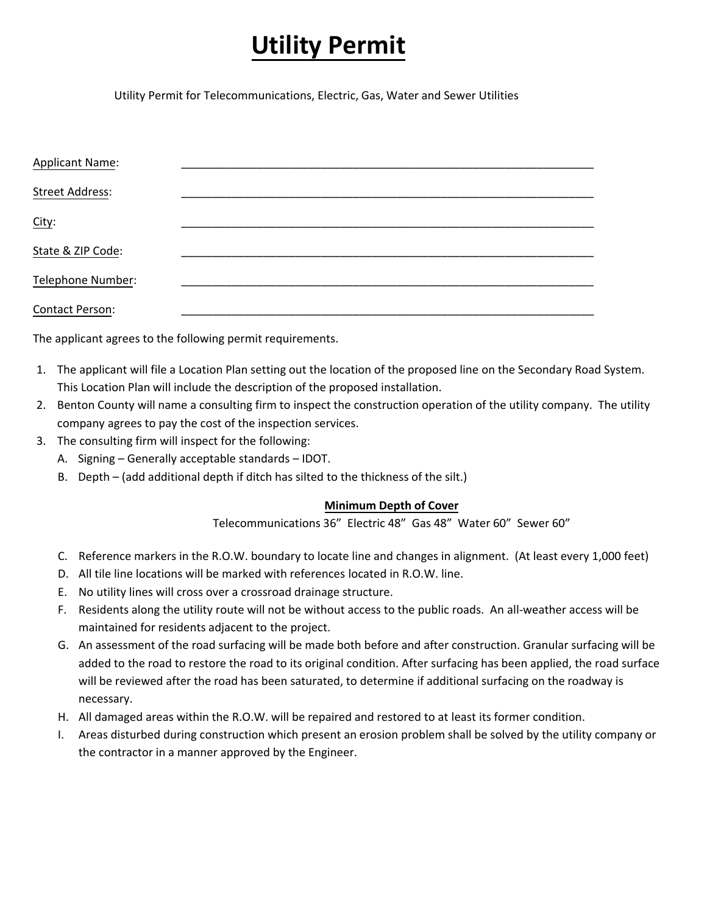# Utility Permit

Utility Permit for Telecommunications, Electric, Gas, Water and Sewer Utilities

Applicant Name: ____________________________________________________________________

Street Address: ____________________________________________________________________

City: ____________________________________________________________________

State & ZIP Code: ____________________________________________________________________

Telephone Number: ____________________________________________________________________

Contact Person: ____________________________________________________________________

The applicant agrees to the following permit requirements.

1. The applicant will file a Location Plan setting out the location of the proposed line on the Secondary Road System. This Location Plan will include the description of the proposed installation.
2. Benton County will name a consulting firm to inspect the construction operation of the utility company. The utility company agrees to pay the cost of the inspection services.
3. The consulting firm will inspect for the following:
   A. Signing – Generally acceptable standards – IDOT.
   B. Depth – (add additional depth if ditch has silted to the thickness of the silt.)

   **Minimum Depth of Cover**

   Telecommunications 36”  Electric 48”  Gas 48”  Water 60”  Sewer 60”

   C. Reference markers in the R.O.W. boundary to locate line and changes in alignment. (At least every 1,000 feet)
   D. All tile line locations will be marked with references located in R.O.W. line.
   E. No utility lines will cross over a crossroad drainage structure.
   F. Residents along the utility route will not be without access to the public roads. An all-weather access will be maintained for residents adjacent to the project.
   G. An assessment of the road surfacing will be made both before and after construction. Granular surfacing will be added to the road to restore the road to its original condition. After surfacing has been applied, the road surface will be reviewed after the road has been saturated, to determine if additional surfacing on the roadway is necessary.
   H. All damaged areas within the R.O.W. will be repaired and restored to at least its former condition.
   I. Areas disturbed during construction which present an erosion problem shall be solved by the utility company or the contractor in a manner approved by the Engineer.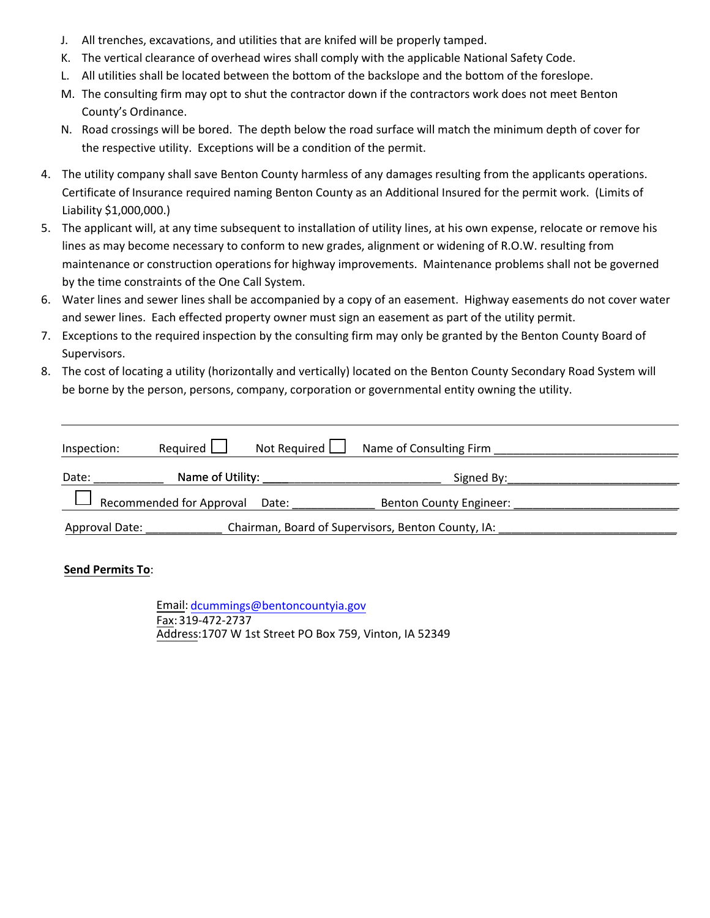J. All trenches, excavations, and utilities that are knifed will be properly tamped.
K. The vertical clearance of overhead wires shall comply with the applicable National Safety Code.
L. All utilities shall be located between the bottom of the backslope and the bottom of the foreslope.
M. The consulting firm may opt to shut the contractor down if the contractors work does not meet Benton County's Ordinance.
N. Road crossings will be bored. The depth below the road surface will match the minimum depth of cover for the respective utility. Exceptions will be a condition of the permit.

4. The utility company shall save Benton County harmless of any damages resulting from the applicants operations. Certificate of Insurance required naming Benton County as an Additional Insured for the permit work. (Limits of Liability $1,000,000.)
5. The applicant will, at any time subsequent to installation of utility lines, at his own expense, relocate or remove his lines as may become necessary to conform to new grades, alignment or widening of R.O.W. resulting from maintenance or construction operations for highway improvements. Maintenance problems shall not be governed by the time constraints of the One Call System.
6. Water lines and sewer lines shall be accompanied by a copy of an easement. Highway easements do not cover water and sewer lines. Each effected property owner must sign an easement as part of the utility permit.
7. Exceptions to the required inspection by the consulting firm may only be granted by the Benton County Board of Supervisors.
8. The cost of locating a utility (horizontally and vertically) located on the Benton County Secondary Road System will be borne by the person, persons, company, corporation or governmental entity owning the utility.

---

Inspection: Required ☐ Not Required ☐ Name of Consulting Firm ____________________________

Date: ___________ **Name of Utility:** ____________________________ Signed By: ___________________________

☐ Recommended for Approval Date: _____________ Benton County Engineer: __________________________

Approval Date: ____________ Chairman, Board of Supervisors, Benton County, IA: ____________________________

**Send Permits To**:

Email: dcummings@bentoncountyia.gov
Fax: 319-472-2737
Address: 1707 W 1st Street PO Box 759, Vinton, IA 52349